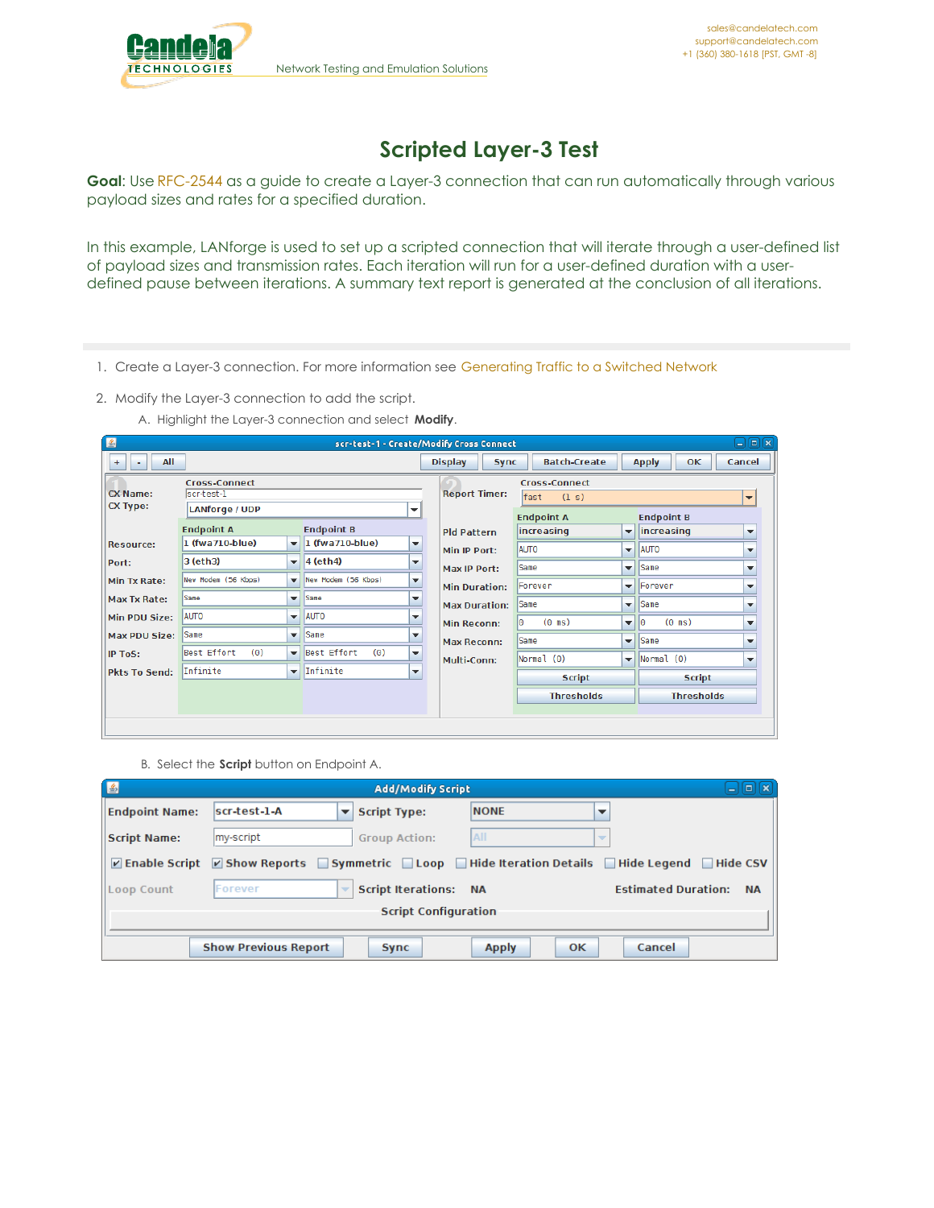# Scripted Layer-3 Test

**Goal**: Use RFC-2544 as a guide to create a Layer-3 connection that can run automatically through various payload sizes and rates for a specified duration.

In this example, LANforge is used to set up a scripted connection that will iterate through a user-defined list of payload sizes and transmission rates. Each iteration will run for a user-defined duration with a user-defined pause between iterations. A summary text report is generated at the conclusion of all iterations.

1. Create a Layer-3 connection. For more information see Generating Traffic to a Switched Network
2. Modify the Layer-3 connection to add the script.
   A. Highlight the Layer-3 connection and select **Modify**.

   B. Select the **Script** button on Endpoint A.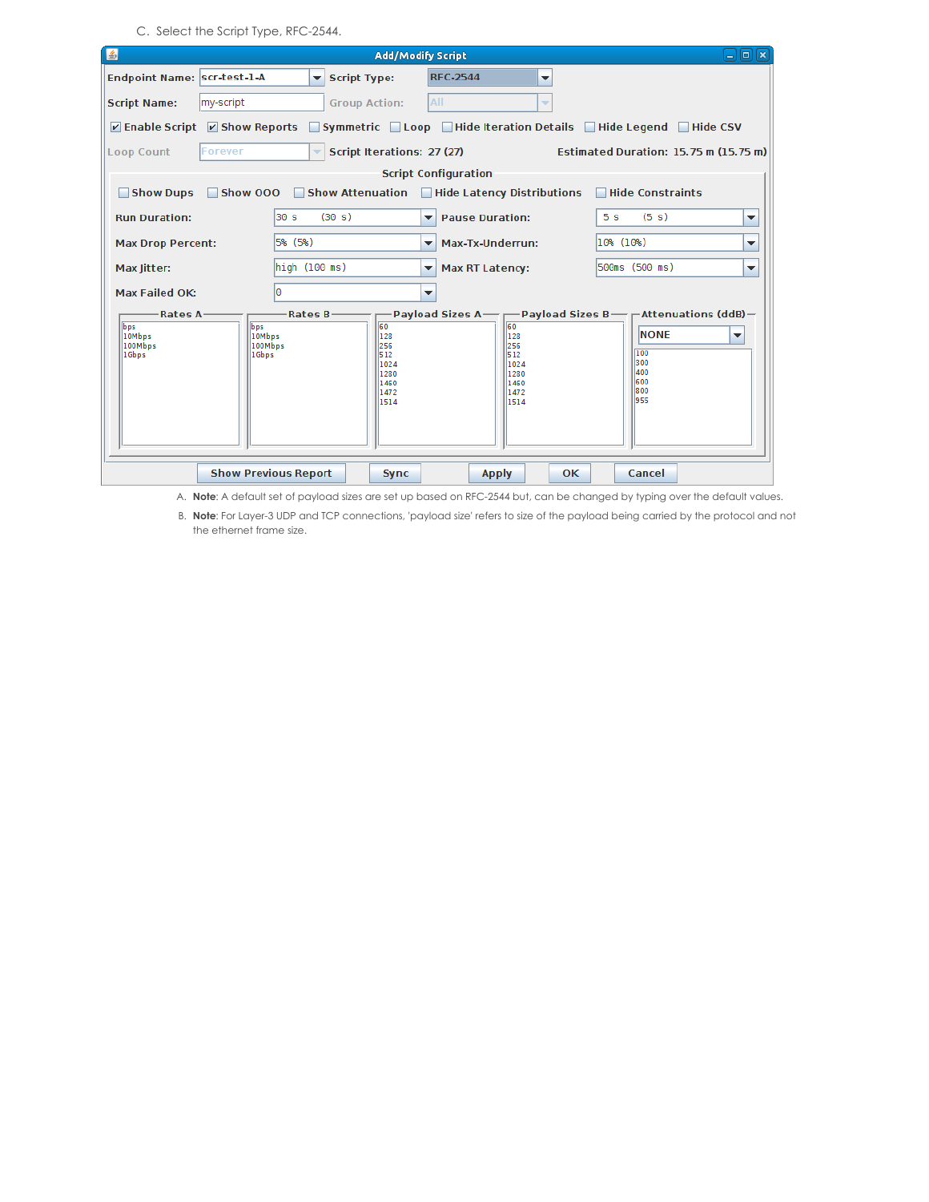C. Select the Script Type, RFC-2544.

**Add/Modify Script**

Endpoint Name: scr-test-1-A  Script Type: RFC-2544

Script Name: my-script  Group Action: All

☑ Enable Script ☑ Show Reports ☐ Symmetric ☐ Loop ☐ Hide Iteration Details ☐ Hide Legend ☐ Hide CSV

Loop Count: Forever  Script Iterations: 27 (27)  Estimated Duration: 15.75 m (15.75 m)

Script Configuration

☐ Show Dups ☐ Show OOO ☐ Show Attenuation ☐ Hide Latency Distributions ☐ Hide Constraints

| | | | |
|---|---|---|---|
| Run Duration: | 30 s (30 s) | Pause Duration: | 5 s (5 s) |
| Max Drop Percent: | 5% (5%) | Max-Tx-Underrun: | 10% (10%) |
| Max Jitter: | high (100 ms) | Max RT Latency: | 500ms (500 ms) |
| Max Failed OK: | 0 | | |

| Rates A | Rates B | Payload Sizes A | Payload Sizes B | Attenuations (ddB) |
|---|---|---|---|---|
| bps | bps | 60 | 60 | NONE |
| 10Mbps | 10Mbps | 128 | 128 | 100 |
| 100Mbps | 100Mbps | 256 | 256 | 300 |
| 1Gbps | 1Gbps | 512 | 512 | 400 |
| | | 1024 | 1024 | 600 |
| | | 1280 | 1280 | 800 |
| | | 1460 | 1460 | 955 |
| | | 1472 | 1472 | |
| | | 1514 | 1514 | |

Show Previous Report | Sync | Apply | OK | Cancel

A. **Note**: A default set of payload sizes are set up based on RFC-2544 but, can be changed by typing over the default values.

B. **Note**: For Layer-3 UDP and TCP connections, 'payload size' refers to size of the payload being carried by the protocol and not the ethernet frame size.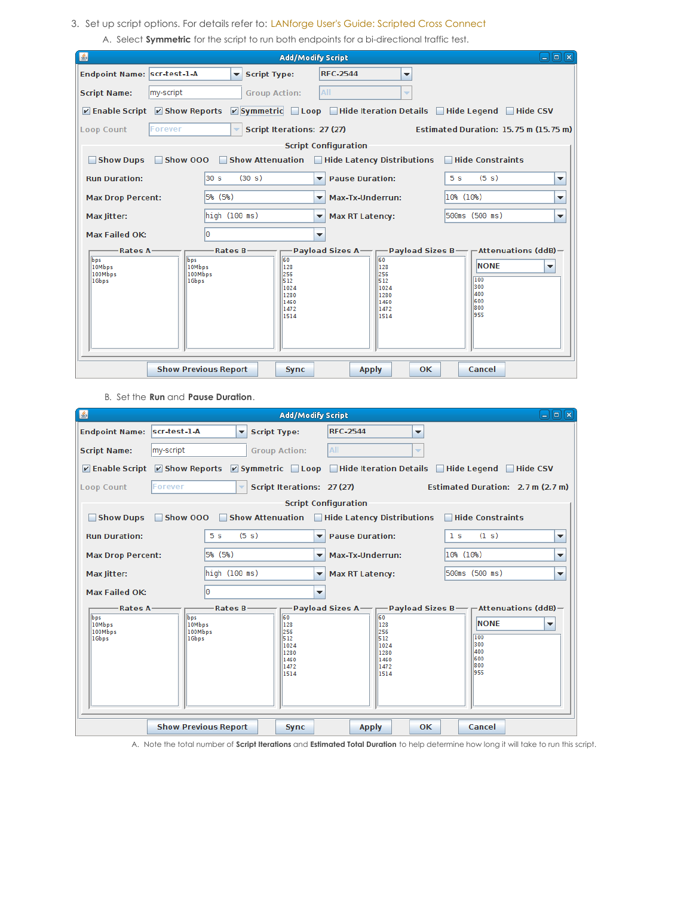3. Set up script options. For details refer to: LANforge User's Guide: Scripted Cross Connect
   A. Select **Symmetric** for the script to run both endpoints for a bi-directional traffic test.

Add/Modify Script

Endpoint Name: scr-test-1-A
Script Type: RFC-2544
Script Name: my-script
Group Action: All
Enable Script
Show Reports
Symmetric
Loop
Hide Iteration Details
Hide Legend
Hide CSV
Loop Count: Forever
Script Iterations: 27 (27)
Estimated Duration: 15.75 m (15.75 m)

Script Configuration

Show Dups
Show OOO
Show Attenuation
Hide Latency Distributions
Hide Constraints
Run Duration: 30 s (30 s)
Pause Duration: 5 s (5 s)
Max Drop Percent: 5% (5%)
Max-Tx-Underrun: 10% (10%)
Max Jitter: high (100 ms)
Max RT Latency: 500ms (500 ms)
Max Failed OK: 0

Rates A: bps, 10Mbps, 100Mbps, 1Gbps
Rates B: bps, 10Mbps, 100Mbps, 1Gbps
Payload Sizes A: 60, 128, 256, 512, 1024, 1280, 1460, 1472, 1514
Payload Sizes B: 60, 128, 256, 512, 1024, 1280, 1460, 1472, 1514
Attenuations (ddB): NONE, 100, 300, 400, 600, 800, 955

Show Previous Report | Sync | Apply | OK | Cancel

   B. Set the **Run** and **Pause Duration**.

Add/Modify Script

Endpoint Name: scr-test-1-A
Script Type: RFC-2544
Script Name: my-script
Group Action: All
Enable Script
Show Reports
Symmetric
Loop
Hide Iteration Details
Hide Legend
Hide CSV
Loop Count: Forever
Script Iterations: 27 (27)
Estimated Duration: 2.7 m (2.7 m)

Script Configuration

Show Dups
Show OOO
Show Attenuation
Hide Latency Distributions
Hide Constraints
Run Duration: 5 s (5 s)
Pause Duration: 1 s (1 s)
Max Drop Percent: 5% (5%)
Max-Tx-Underrun: 10% (10%)
Max Jitter: high (100 ms)
Max RT Latency: 500ms (500 ms)
Max Failed OK: 0

Rates A: bps, 10Mbps, 100Mbps, 1Gbps
Rates B: bps, 10Mbps, 100Mbps, 1Gbps
Payload Sizes A: 60, 128, 256, 512, 1024, 1280, 1460, 1472, 1514
Payload Sizes B: 60, 128, 256, 512, 1024, 1280, 1460, 1472, 1514
Attenuations (ddB): NONE, 100, 300, 400, 600, 800, 955

Show Previous Report | Sync | Apply | OK | Cancel

      A. Note the total number of **Script Iterations** and **Estimated Total Duration** to help determine how long it will take to run this script.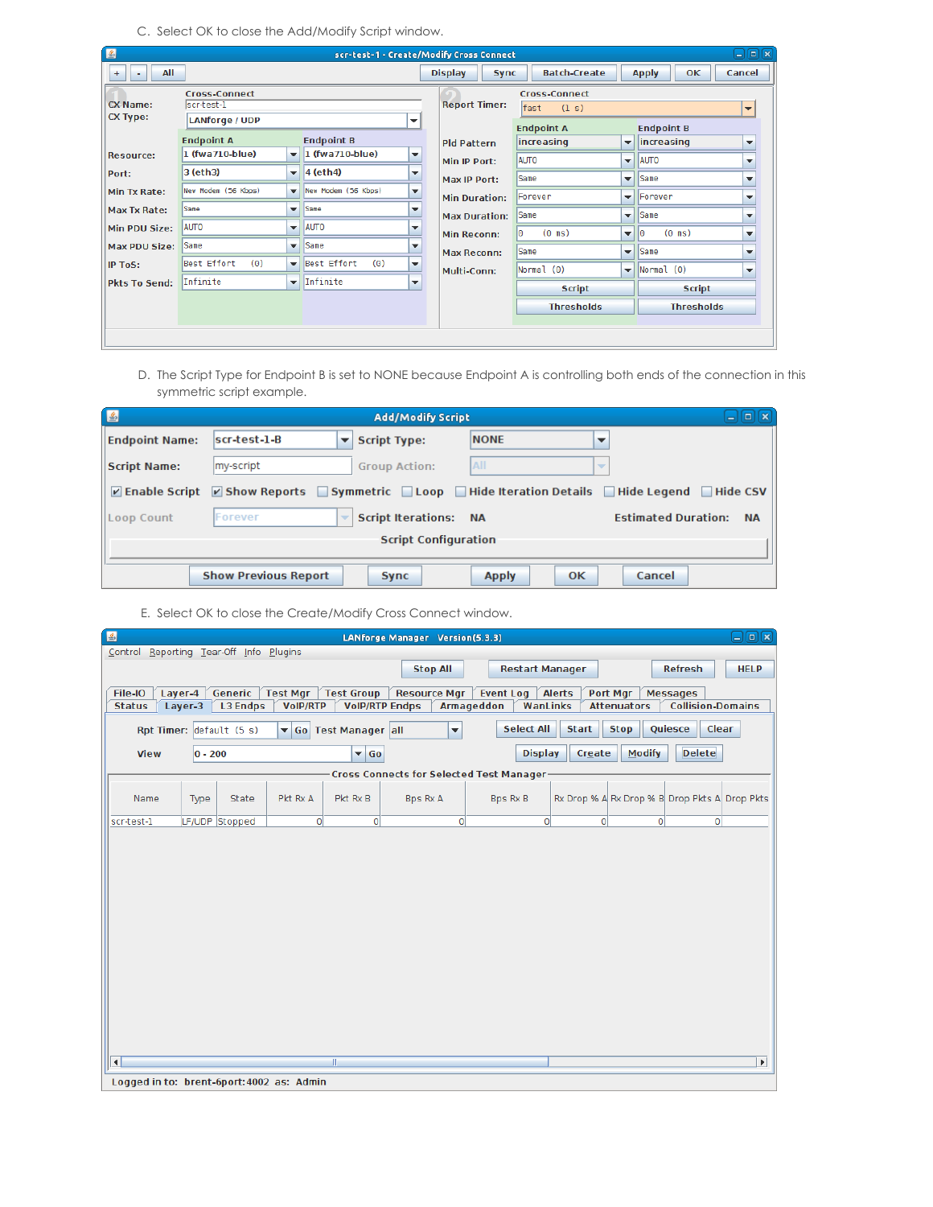C. Select OK to close the Add/Modify Script window.

D. The Script Type for Endpoint B is set to NONE because Endpoint A is controlling both ends of the connection in this symmetric script example.

E. Select OK to close the Create/Modify Cross Connect window.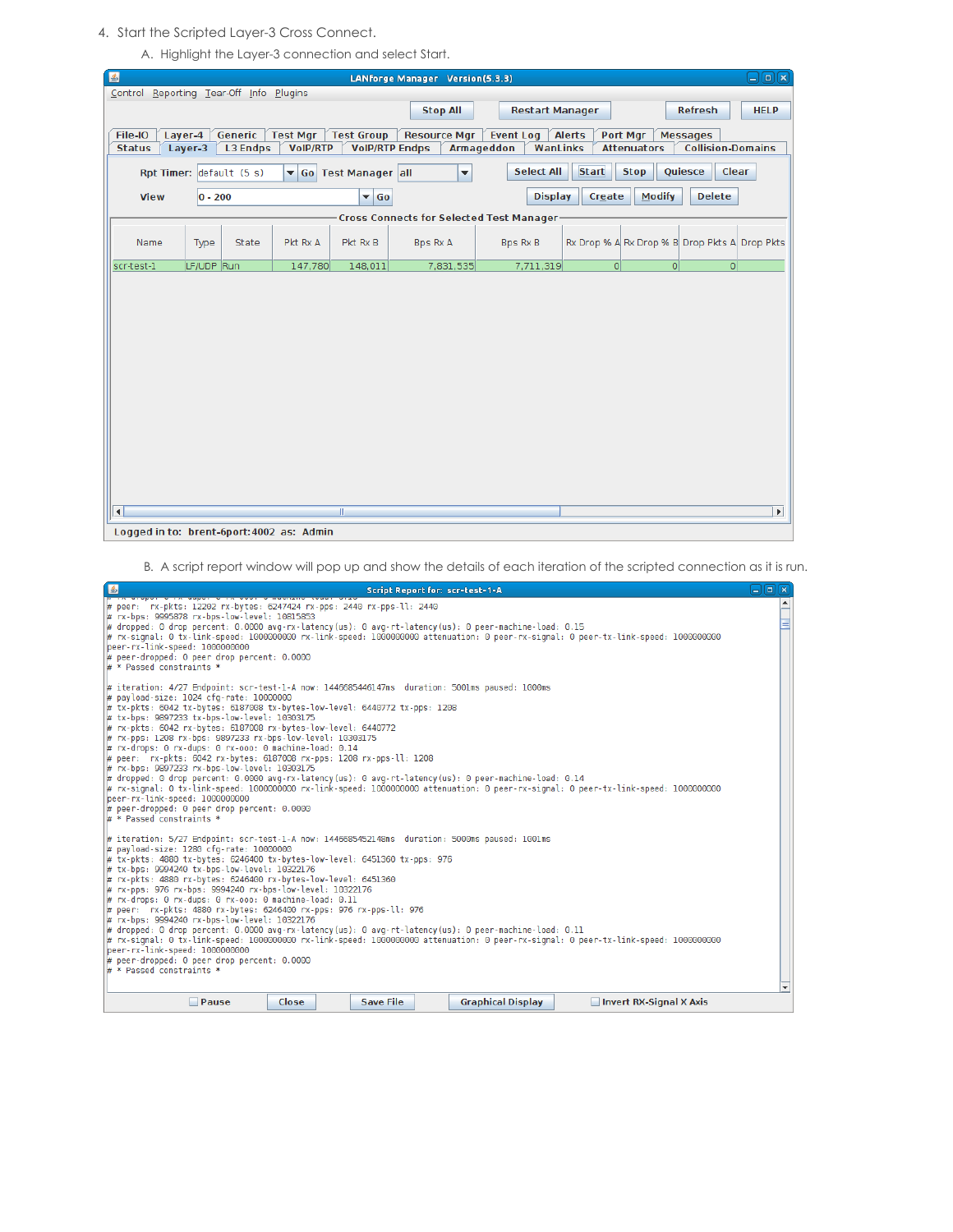4. Start the Scripted Layer-3 Cross Connect.

   A. Highlight the Layer-3 connection and select Start.

LANforge Manager Version(5.3.3)

Control Reporting Tear-Off Info Plugins

Stop All | Restart Manager | Refresh | HELP

File-IO | Layer-4 | Generic | Test Mgr | Test Group | Resource Mgr | Event Log | Alerts | Port Mgr | Messages
Status | Layer-3 | L3 Endps | VoIP/RTP | VoIP/RTP Endps | Armageddon | WanLinks | Attenuators | Collision-Domains

Rpt Timer: default (5 s) Go Test Manager all | Select All | Start | Stop | Quiesce | Clear

View 0 - 200 Go | Display | Create | Modify | Delete

Cross Connects for Selected Test Manager

| Name | Type | State | Pkt Rx A | Pkt Rx B | Bps Rx A | Bps Rx B | Rx Drop % A | Rx Drop % B | Drop Pkts A | Drop Pkts |
|---|---|---|---|---|---|---|---|---|---|---|
| scr-test-1 | LF/UDP | Run | 147,780 | 148,011 | 7,831,535 | 7,711,319 | 0 | 0 | 0 | |

Logged in to: brent-6port:4002 as: Admin

   B. A script report window will pop up and show the details of each iteration of the scripted connection as it is run.

Script Report for: scr-test-1-A

```
# peer:  rx-pkts: 12202 rx-bytes: 6247424 rx-pps: 2440 rx-pps-ll: 2440
# rx-bps: 9995878 rx-bps-low-level: 10815853
# dropped: 0 drop percent: 0.0000 avg-rx-latency(us): 0 avg-rt-latency(us): 0 peer-machine-load: 0.15
# rx-signal: 0 tx-link-speed: 1000000000 rx-link-speed: 1000000000 attenuation: 0 peer-rx-signal: 0 peer-tx-link-speed: 1000000000
peer-rx-link-speed: 1000000000
# peer-dropped: 0 peer drop percent: 0.0000
# * Passed constraints *

# iteration: 4/27 Endpoint: scr-test-1-A now: 1446685446147ms  duration: 5001ms paused: 1000ms
# payload-size: 1024 cfg-rate: 10000000
# tx-pkts: 6042 tx-bytes: 6187008 tx-bytes-low-level: 6440772 tx-pps: 1208
# tx-bps: 9897233 tx-bps-low-level: 10303175
# rx-pkts: 6042 rx-bytes: 6187008 rx-bytes-low-level: 6440772
# rx-pps: 1208 rx-bps: 9897233 rx-bps-low-level: 10303175
# rx-drops: 0 rx-dups: 0 rx-ooo: 0 machine-load: 0.14
# peer:  rx-pkts: 6042 rx-bytes: 6187008 rx-pps: 1208 rx-pps-ll: 1208
# rx-bps: 9897233 rx-bps-low-level: 10303175
# dropped: 0 drop percent: 0.0000 avg-rx-latency(us): 0 avg-rt-latency(us): 0 peer-machine-load: 0.14
# rx-signal: 0 tx-link-speed: 1000000000 rx-link-speed: 1000000000 attenuation: 0 peer-rx-signal: 0 peer-tx-link-speed: 1000000000
peer-rx-link-speed: 1000000000
# peer-dropped: 0 peer drop percent: 0.0000
# * Passed constraints *

# iteration: 5/27 Endpoint: scr-test-1-A now: 1446685452148ms  duration: 5000ms paused: 1001ms
# payload-size: 1280 cfg-rate: 10000000
# tx-pkts: 4880 tx-bytes: 6246400 tx-bytes-low-level: 6451360 tx-pps: 976
# tx-bps: 9994240 tx-bps-low-level: 10322176
# rx-pkts: 4880 rx-bytes: 6246400 rx-bytes-low-level: 6451360
# rx-pps: 976 rx-bps: 9994240 rx-bps-low-level: 10322176
# rx-drops: 0 rx-dups: 0 rx-ooo: 0 machine-load: 0.11
# peer:  rx-pkts: 4880 rx-bytes: 6246400 rx-pps: 976 rx-pps-ll: 976
# rx-bps: 9994240 rx-bps-low-level: 10322176
# dropped: 0 drop percent: 0.0000 avg-rx-latency(us): 0 avg-rt-latency(us): 0 peer-machine-load: 0.11
# rx-signal: 0 tx-link-speed: 1000000000 rx-link-speed: 1000000000 attenuation: 0 peer-rx-signal: 0 peer-tx-link-speed: 1000000000
peer-rx-link-speed: 1000000000
# peer-dropped: 0 peer drop percent: 0.0000
# * Passed constraints *
```

Pause | Close | Save File | Graphical Display | Invert RX-Signal X Axis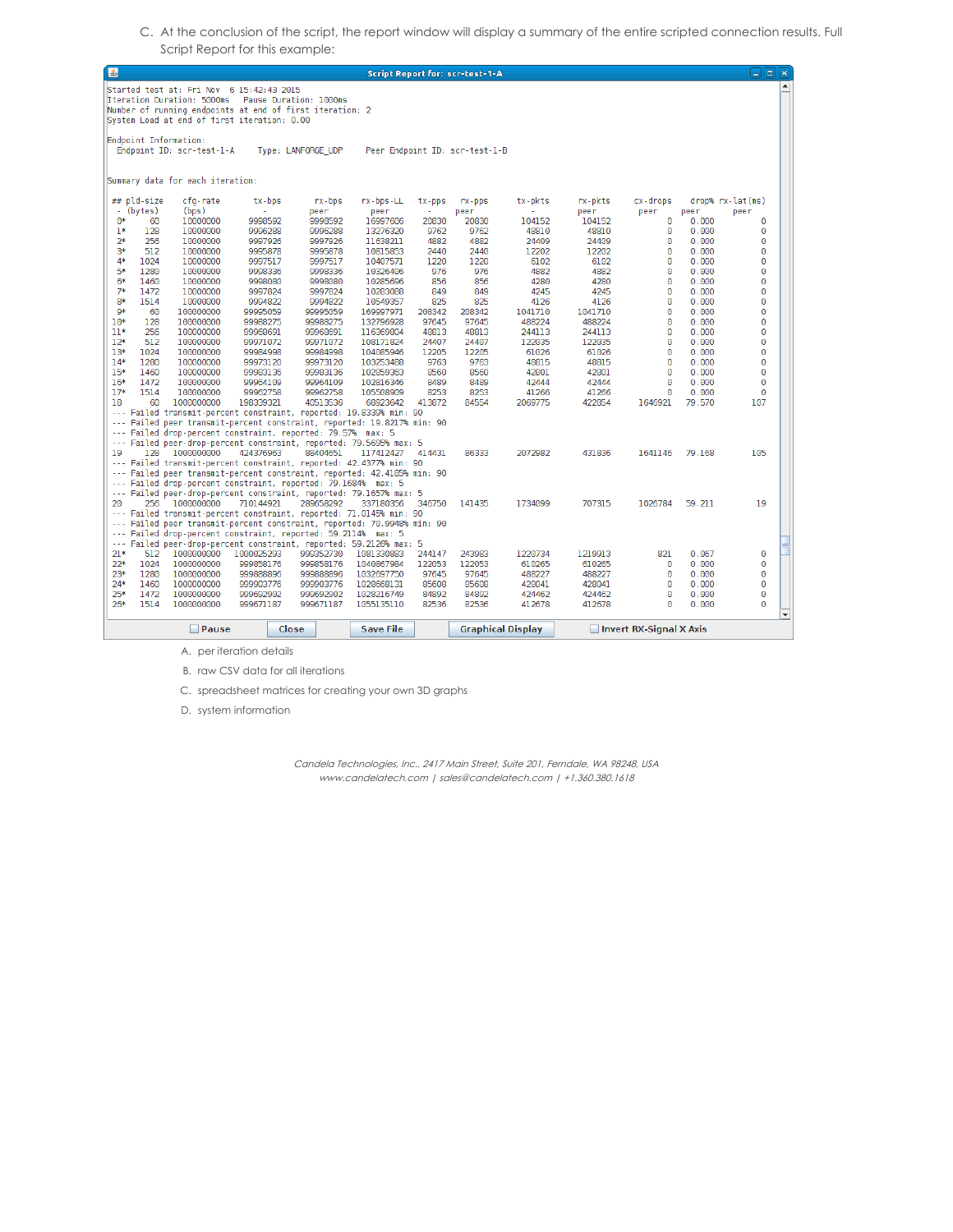C. At the conclusion of the script, the report window will display a summary of the entire scripted connection results. Full Script Report for this example:

**Script Report for: scr-test-1-A**

```
Started test at: Fri Nov  6 15:42:43 2015
Iteration Duration: 5000ms   Pause Duration: 1000ms
Number of running endpoints at end of first iteration: 2
System Load at end of first iteration: 0.00

Endpoint Information:
  Endpoint ID: scr-test-1-A     Type: LANFORGE_UDP     Peer Endpoint ID: scr-test-1-B


Summary data for each iteration:

 ## pld-size   cfg-rate      tx-bps      rx-bps    rx-bps-LL   tx-pps   rx-pps     tx-pkts     rx-pkts    cx-drops   drop%  rx-lat(ms)
 -  (bytes)    (bps)         -           peer      peer        -        peer       -           peer       peer       peer   peer
 0*      60    10000000     9998592     9998592    16997606    20830    20830     104152      104152          0   0.000          0
 1*     128    10000000     9996288     9996288    13276320     9762     9762      48810       48810          0   0.000          0
 2*     256    10000000     9997926     9997926    11638211     4882     4882      24409       24409          0   0.000          0
 3*     512    10000000     9995878     9995878    10815853     2440     2440      12202       12202          0   0.000          0
 4*    1024    10000000     9997517     9997517    10407571     1220     1220       6102        6102          0   0.000          0
 5*    1280    10000000     9998336     9998336    10326406      976      976       4882        4882          0   0.000          0
 6*    1460    10000000     9998080     9998080    10285696      856      856       4280        4280          0   0.000          0
 7*    1472    10000000     9997824     9997824    10283088      849      849       4245        4245          0   0.000          0
 8*    1514    10000000     9994822     9994822    10549357      825      825       4126        4126          0   0.000          0
 9*      60   100000000    99995059    99995059   169997971   208342   208342    1041710     1041710          0   0.000          0
10*     128   100000000    99988275    99988275   132796928    97645    97645     488224      488224          0   0.000          0
11*     256   100000000    99968691    99968691   116369804    48813    48813     244113      244113          0   0.000          0
12*     512   100000000    99971072    99971072   108171824    24407    24407     122035      122035          0   0.000          0
13*    1024   100000000    99984998    99984998   104085946    12205    12205      61026       61026          0   0.000          0
14*    1280   100000000    99973120    99973120   103253488     9763     9763      48815       48815          0   0.000          0
15*    1460   100000000    99983136    99983136   102859363     8560     8560      42801       42801          0   0.000          0
16*    1472   100000000    99964109    99964109   102816346     8489     8489      42444       42444          0   0.000          0
17*    1514   100000000    99962758    99962758   105508909     8253     8253      41266       41266          0   0.000          0
18       60  1000000000   198339321    40513536    68823642   413872    84554    2069775      422854    1646921  79.570        107
--- Failed transmit-percent constraint, reported: 19.8339% min: 90
--- Failed peer transmit-percent constraint, reported: 19.8217% min: 90
--- Failed drop-percent constraint, reported: 79.57%  max: 5
--- Failed peer-drop-percent constraint, reported: 79.5695% max: 5
19      128  1000000000   424376963    88404651   117412427   414431    86333    2072982      431836    1641146  79.168        105
--- Failed transmit-percent constraint, reported: 42.4377% min: 90
--- Failed peer transmit-percent constraint, reported: 42.4185% min: 90
--- Failed drop-percent constraint, reported: 79.1684%  max: 5
--- Failed peer-drop-percent constraint, reported: 79.1657% max: 5
20      256  1000000000   710144921   289658292   337180356   346750   141435    1734099      707315    1026784  59.211         19
--- Failed transmit-percent constraint, reported: 71.0145% min: 90
--- Failed peer transmit-percent constraint, reported: 70.9948% min: 90
--- Failed drop-percent constraint, reported: 59.2114%  max: 5
--- Failed peer-drop-percent constraint, reported: 59.2126% max: 5
21*     512  1000000000  1000025293   999352730  1081330883   244147   243983    1220734     1219913        821   0.067          0
22*    1024  1000000000   999858176   999858176  1040867984   122053   122053     610265      610265          0   0.000          0
23*    1280  1000000000   999888896   999888896  1032697750    97645    97645     488227      488227          0   0.000          0
24*    1460  1000000000   999903776   999903776  1028868131    85608    85608     428041      428041          0   0.000          0
25*    1472  1000000000   999692902   999692902  1028216749    84892    84892     424462      424462          0   0.000          0
26*    1514  1000000000   999671187   999671187  1055135110    82536    82536     412678      412678          0   0.000          0
```

Pause | Close | Save File | Graphical Display | Invert RX-Signal X Axis

A. per iteration details

B. raw CSV data for all iterations

C. spreadsheet matrices for creating your own 3D graphs

D. system information